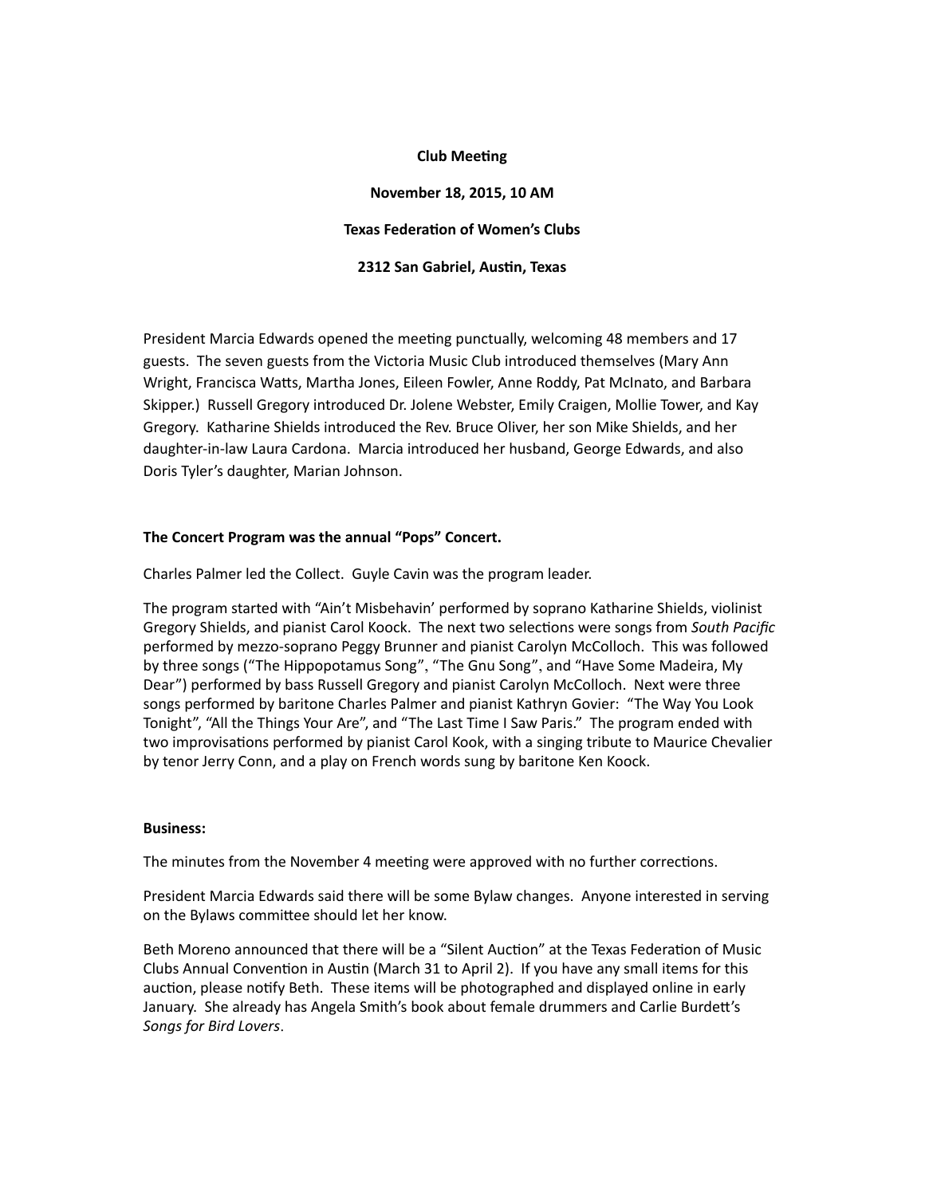**Club Meeting**

**November 18, 2015, 10 AM**

**Texas Federation of Women's Clubs**

**2312 San Gabriel, Austin, Texas**

President Marcia Edwards opened the meeting punctually, welcoming 48 members and 17 guests. The seven guests from the Victoria Music Club introduced themselves (Mary Ann Wright, Francisca Watts, Martha Jones, Eileen Fowler, Anne Roddy, Pat McInato, and Barbara Skipper.) Russell Gregory introduced Dr. Jolene Webster, Emily Craigen, Mollie Tower, and Kay Gregory. Katharine Shields introduced the Rev. Bruce Oliver, her son Mike Shields, and her daughter-in-law Laura Cardona. Marcia introduced her husband, George Edwards, and also Doris Tyler's daughter, Marian Johnson.

**The Concert Program was the annual "Pops" Concert.**

Charles Palmer led the Collect. Guyle Cavin was the program leader.

The program started with "Ain't Misbehavin' performed by soprano Katharine Shields, violinist Gregory Shields, and pianist Carol Koock. The next two selections were songs from *South Pacific* performed by mezzo-soprano Peggy Brunner and pianist Carolyn McColloch. This was followed by three songs ("The Hippopotamus Song", "The Gnu Song", and "Have Some Madeira, My Dear") performed by bass Russell Gregory and pianist Carolyn McColloch. Next were three songs performed by baritone Charles Palmer and pianist Kathryn Govier: "The Way You Look Tonight", "All the Things Your Are", and "The Last Time I Saw Paris." The program ended with two improvisations performed by pianist Carol Kook, with a singing tribute to Maurice Chevalier by tenor Jerry Conn, and a play on French words sung by baritone Ken Koock.

**Business:**

The minutes from the November 4 meeting were approved with no further corrections.

President Marcia Edwards said there will be some Bylaw changes. Anyone interested in serving on the Bylaws committee should let her know.

Beth Moreno announced that there will be a "Silent Auction" at the Texas Federation of Music Clubs Annual Convention in Austin (March 31 to April 2). If you have any small items for this auction, please notify Beth. These items will be photographed and displayed online in early January. She already has Angela Smith's book about female drummers and Carlie Burdett's *Songs for Bird Lovers*.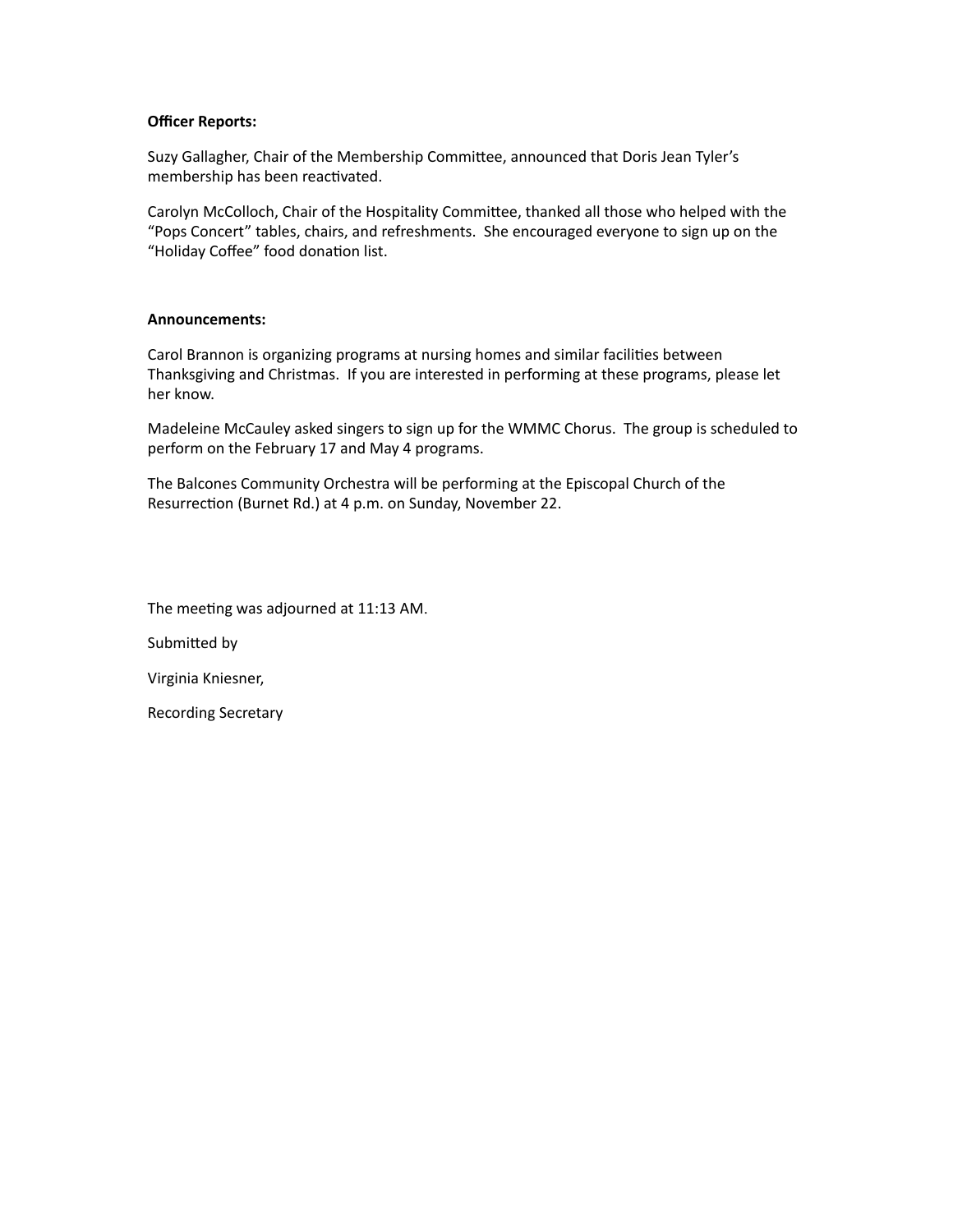**Officer Reports:**

Suzy Gallagher, Chair of the Membership Committee, announced that Doris Jean Tyler's membership has been reactivated.

Carolyn McColloch, Chair of the Hospitality Committee, thanked all those who helped with the "Pops Concert" tables, chairs, and refreshments. She encouraged everyone to sign up on the "Holiday Coffee" food donation list.

**Announcements:**

Carol Brannon is organizing programs at nursing homes and similar facilities between Thanksgiving and Christmas. If you are interested in performing at these programs, please let her know.

Madeleine McCauley asked singers to sign up for the WMMC Chorus. The group is scheduled to perform on the February 17 and May 4 programs.

The Balcones Community Orchestra will be performing at the Episcopal Church of the Resurrection (Burnet Rd.) at 4 p.m. on Sunday, November 22.

The meeting was adjourned at 11:13 AM.

Submitted by

Virginia Kniesner,

Recording Secretary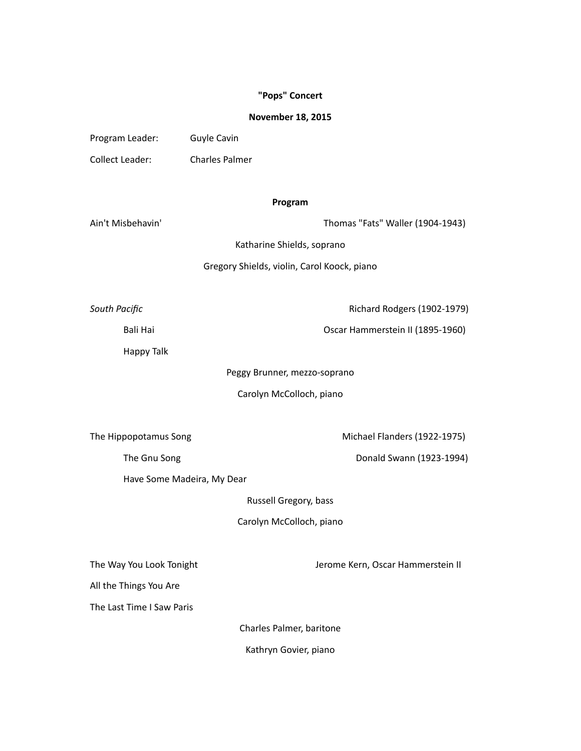**"Pops" Concert**

**November 18, 2015**

Program Leader: Guyle Cavin

Collect Leader: Charles Palmer

**Program**

Ain't Misbehavin' — Thomas "Fats" Waller (1904-1943)

Katharine Shields, soprano

Gregory Shields, violin, Carol Koock, piano

*South Pacific* — Richard Rodgers (1902-1979)

Bali Hai — Oscar Hammerstein II (1895-1960)

Happy Talk

Peggy Brunner, mezzo-soprano

Carolyn McColloch, piano

The Hippopotamus Song — Michael Flanders (1922-1975)

The Gnu Song — Donald Swann (1923-1994)

Have Some Madeira, My Dear

Russell Gregory, bass

Carolyn McColloch, piano

The Way You Look Tonight — Jerome Kern, Oscar Hammerstein II

All the Things You Are

The Last Time I Saw Paris

Charles Palmer, baritone

Kathryn Govier, piano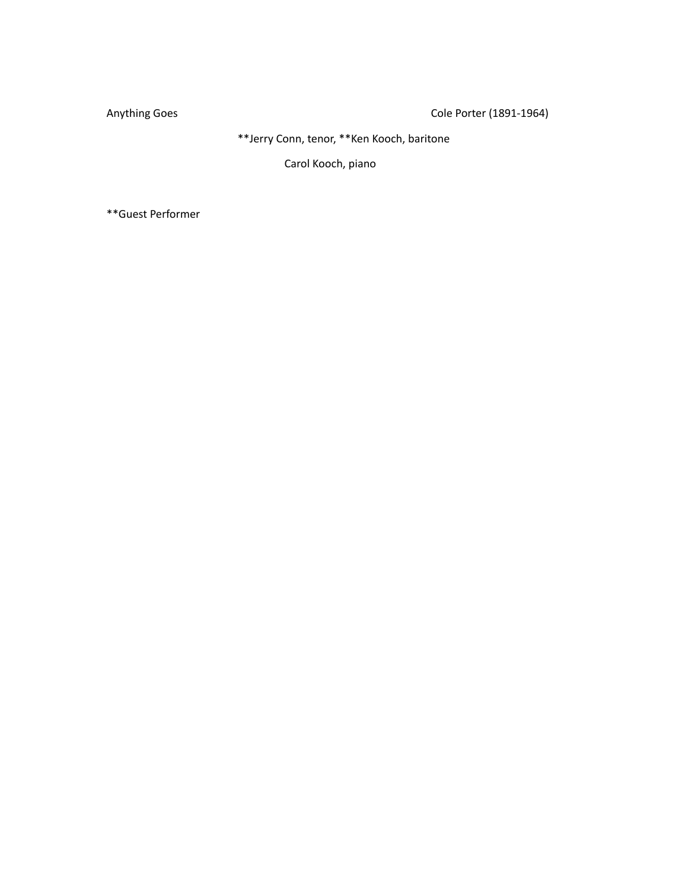Anything Goes Cole Porter (1891-1964)

**Jerry Conn, tenor, **Ken Kooch, baritone

Carol Kooch, piano

**Guest Performer